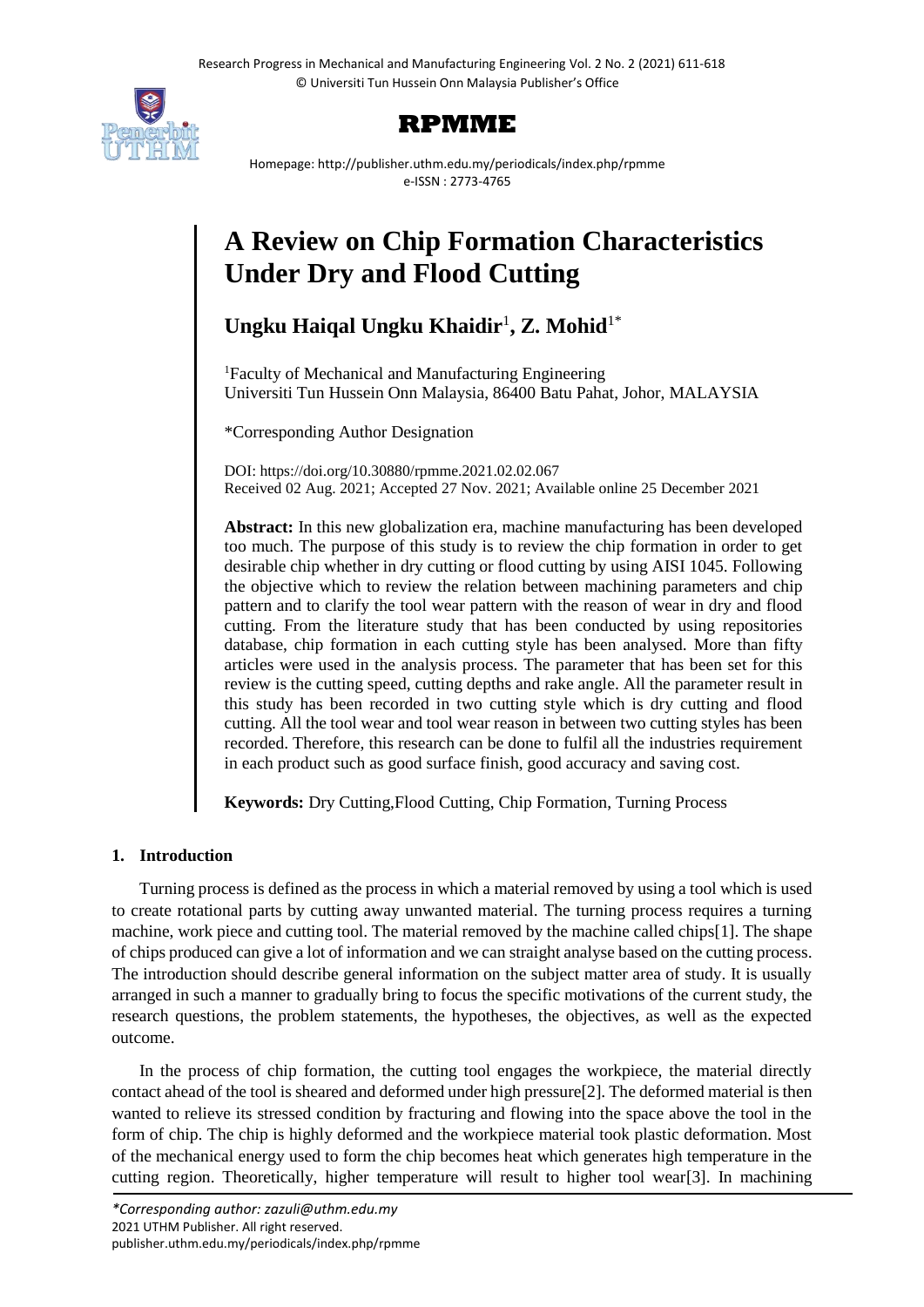# A Review on Chip Formation Characteristics Under Dry and Flood Cutting

**Ungku Haiqal Ungku Khaidir**[1], **Z. Mohid**[1*]

[1]Faculty of Mechanical and Manufacturing Engineering
Universiti Tun Hussein Onn Malaysia, 86400 Batu Pahat, Johor, MALAYSIA

*Corresponding Author Designation

DOI: https://doi.org/10.30880/rpmme.2021.02.02.067
Received 02 Aug. 2021; Accepted 27 Nov. 2021; Available online 25 December 2021

**Abstract:** In this new globalization era, machine manufacturing has been developed too much. The purpose of this study is to review the chip formation in order to get desirable chip whether in dry cutting or flood cutting by using AISI 1045. Following the objective which to review the relation between machining parameters and chip pattern and to clarify the tool wear pattern with the reason of wear in dry and flood cutting. From the literature study that has been conducted by using repositories database, chip formation in each cutting style has been analysed. More than fifty articles were used in the analysis process. The parameter that has been set for this review is the cutting speed, cutting depths and rake angle. All the parameter result in this study has been recorded in two cutting style which is dry cutting and flood cutting. All the tool wear and tool wear reason in between two cutting styles has been recorded. Therefore, this research can be done to fulfil all the industries requirement in each product such as good surface finish, good accuracy and saving cost.

**Keywords:** Dry Cutting,Flood Cutting, Chip Formation, Turning Process

## 1. Introduction

Turning process is defined as the process in which a material removed by using a tool which is used to create rotational parts by cutting away unwanted material. The turning process requires a turning machine, work piece and cutting tool. The material removed by the machine called chips[1]. The shape of chips produced can give a lot of information and we can straight analyse based on the cutting process. The introduction should describe general information on the subject matter area of study. It is usually arranged in such a manner to gradually bring to focus the specific motivations of the current study, the research questions, the problem statements, the hypotheses, the objectives, as well as the expected outcome.

In the process of chip formation, the cutting tool engages the workpiece, the material directly contact ahead of the tool is sheared and deformed under high pressure[2]. The deformed material is then wanted to relieve its stressed condition by fracturing and flowing into the space above the tool in the form of chip. The chip is highly deformed and the workpiece material took plastic deformation. Most of the mechanical energy used to form the chip becomes heat which generates high temperature in the cutting region. Theoretically, higher temperature will result to higher tool wear[3]. In machining

*Corresponding author: zazuli@uthm.edu.my
2021 UTHM Publisher. All right reserved.
publisher.uthm.edu.my/periodicals/index.php/rpmme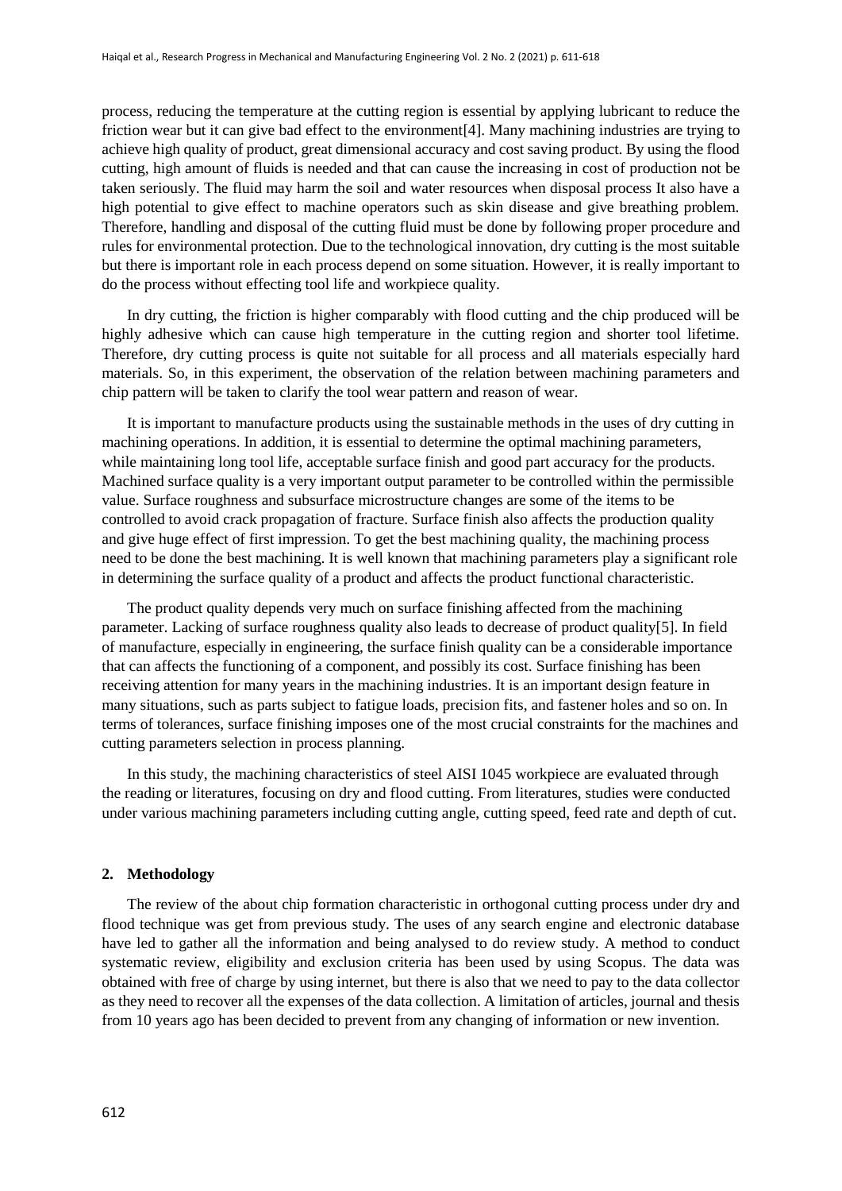process, reducing the temperature at the cutting region is essential by applying lubricant to reduce the friction wear but it can give bad effect to the environment[4]. Many machining industries are trying to achieve high quality of product, great dimensional accuracy and cost saving product. By using the flood cutting, high amount of fluids is needed and that can cause the increasing in cost of production not be taken seriously. The fluid may harm the soil and water resources when disposal process It also have a high potential to give effect to machine operators such as skin disease and give breathing problem. Therefore, handling and disposal of the cutting fluid must be done by following proper procedure and rules for environmental protection. Due to the technological innovation, dry cutting is the most suitable but there is important role in each process depend on some situation. However, it is really important to do the process without effecting tool life and workpiece quality.

In dry cutting, the friction is higher comparably with flood cutting and the chip produced will be highly adhesive which can cause high temperature in the cutting region and shorter tool lifetime. Therefore, dry cutting process is quite not suitable for all process and all materials especially hard materials. So, in this experiment, the observation of the relation between machining parameters and chip pattern will be taken to clarify the tool wear pattern and reason of wear.

It is important to manufacture products using the sustainable methods in the uses of dry cutting in machining operations. In addition, it is essential to determine the optimal machining parameters, while maintaining long tool life, acceptable surface finish and good part accuracy for the products. Machined surface quality is a very important output parameter to be controlled within the permissible value. Surface roughness and subsurface microstructure changes are some of the items to be controlled to avoid crack propagation of fracture. Surface finish also affects the production quality and give huge effect of first impression. To get the best machining quality, the machining process need to be done the best machining. It is well known that machining parameters play a significant role in determining the surface quality of a product and affects the product functional characteristic.

The product quality depends very much on surface finishing affected from the machining parameter. Lacking of surface roughness quality also leads to decrease of product quality[5]. In field of manufacture, especially in engineering, the surface finish quality can be a considerable importance that can affects the functioning of a component, and possibly its cost. Surface finishing has been receiving attention for many years in the machining industries. It is an important design feature in many situations, such as parts subject to fatigue loads, precision fits, and fastener holes and so on. In terms of tolerances, surface finishing imposes one of the most crucial constraints for the machines and cutting parameters selection in process planning.

In this study, the machining characteristics of steel AISI 1045 workpiece are evaluated through the reading or literatures, focusing on dry and flood cutting. From literatures, studies were conducted under various machining parameters including cutting angle, cutting speed, feed rate and depth of cut.

## 2. Methodology

The review of the about chip formation characteristic in orthogonal cutting process under dry and flood technique was get from previous study. The uses of any search engine and electronic database have led to gather all the information and being analysed to do review study. A method to conduct systematic review, eligibility and exclusion criteria has been used by using Scopus. The data was obtained with free of charge by using internet, but there is also that we need to pay to the data collector as they need to recover all the expenses of the data collection. A limitation of articles, journal and thesis from 10 years ago has been decided to prevent from any changing of information or new invention.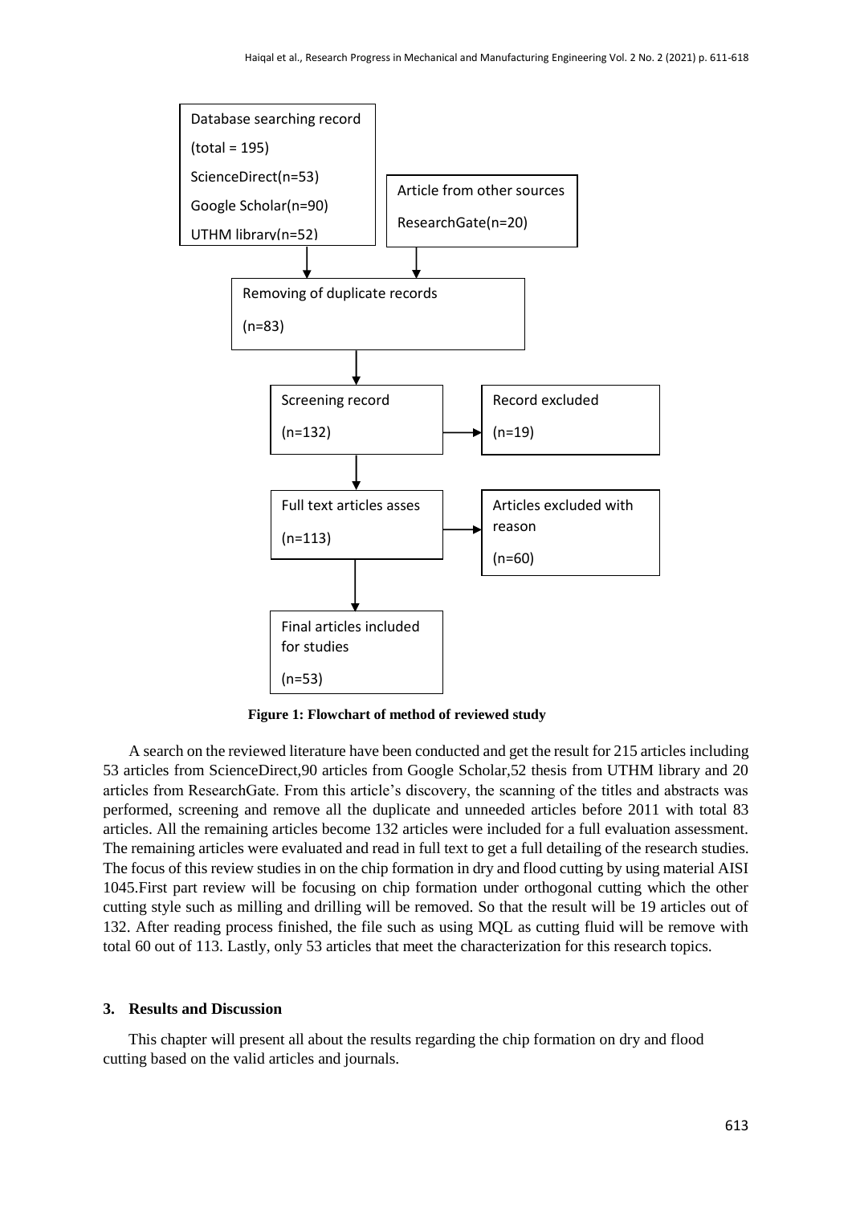Database searching record

(total = 195)

ScienceDirect(n=53)

Google Scholar(n=90)

UTHM library(n=52)

Article from other sources

ResearchGate(n=20)

Removing of duplicate records

(n=83)

Screening record

(n=132)

Record excluded

(n=19)

Full text articles asses

(n=113)

Articles excluded with reason

(n=60)

Final articles included for studies

(n=53)

**Figure 1: Flowchart of method of reviewed study**

A search on the reviewed literature have been conducted and get the result for 215 articles including 53 articles from ScienceDirect,90 articles from Google Scholar,52 thesis from UTHM library and 20 articles from ResearchGate. From this article's discovery, the scanning of the titles and abstracts was performed, screening and remove all the duplicate and unneeded articles before 2011 with total 83 articles. All the remaining articles become 132 articles were included for a full evaluation assessment. The remaining articles were evaluated and read in full text to get a full detailing of the research studies. The focus of this review studies in on the chip formation in dry and flood cutting by using material AISI 1045.First part review will be focusing on chip formation under orthogonal cutting which the other cutting style such as milling and drilling will be removed. So that the result will be 19 articles out of 132. After reading process finished, the file such as using MQL as cutting fluid will be remove with total 60 out of 113. Lastly, only 53 articles that meet the characterization for this research topics.

## 3. Results and Discussion

This chapter will present all about the results regarding the chip formation on dry and flood cutting based on the valid articles and journals.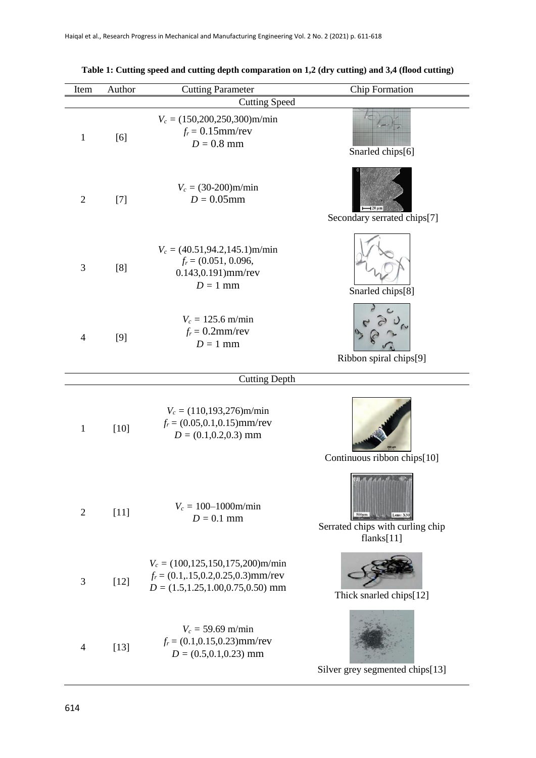**Table 1: Cutting speed and cutting depth comparation on 1,2 (dry cutting) and 3,4 (flood cutting)**

| Item | Author | Cutting Parameter | Chip Formation |
|---|---|---|---|
| Cutting Speed | | | |
| 1 | [6] | $V_c$ = (150,200,250,300)m/min<br>$f_r$ = 0.15mm/rev<br>$D$ = 0.8 mm | Snarled chips[6] |
| 2 | [7] | $V_c$ = (30-200)m/min<br>$D$ = 0.05mm | Secondary serrated chips[7] |
| 3 | [8] | $V_c$ = (40.51,94.2,145.1)m/min<br>$f_r$ = (0.051, 0.096, 0.143,0.191)mm/rev<br>$D$ = 1 mm | Snarled chips[8] |
| 4 | [9] | $V_c$ = 125.6 m/min<br>$f_r$ = 0.2mm/rev<br>$D$ = 1 mm | Ribbon spiral chips[9] |
| Cutting Depth | | | |
| 1 | [10] | $V_c$ = (110,193,276)m/min<br>$f_r$ = (0.05,0.1,0.15)mm/rev<br>$D$ = (0.1,0.2,0.3) mm | Continuous ribbon chips[10] |
| 2 | [11] | $V_c$ = 100–1000m/min<br>$D$ = 0.1 mm | Serrated chips with curling chip flanks[11] |
| 3 | [12] | $V_c$ = (100,125,150,175,200)m/min<br>$f_r$ = (0.1,.15,0.2,0.25,0.3)mm/rev<br>$D$ = (1.5,1.25,1.00,0.75,0.50) mm | Thick snarled chips[12] |
| 4 | [13] | $V_c$ = 59.69 m/min<br>$f_r$ = (0.1,0.15,0.23)mm/rev<br>$D$ = (0.5,0.1,0.23) mm | Silver grey segmented chips[13] |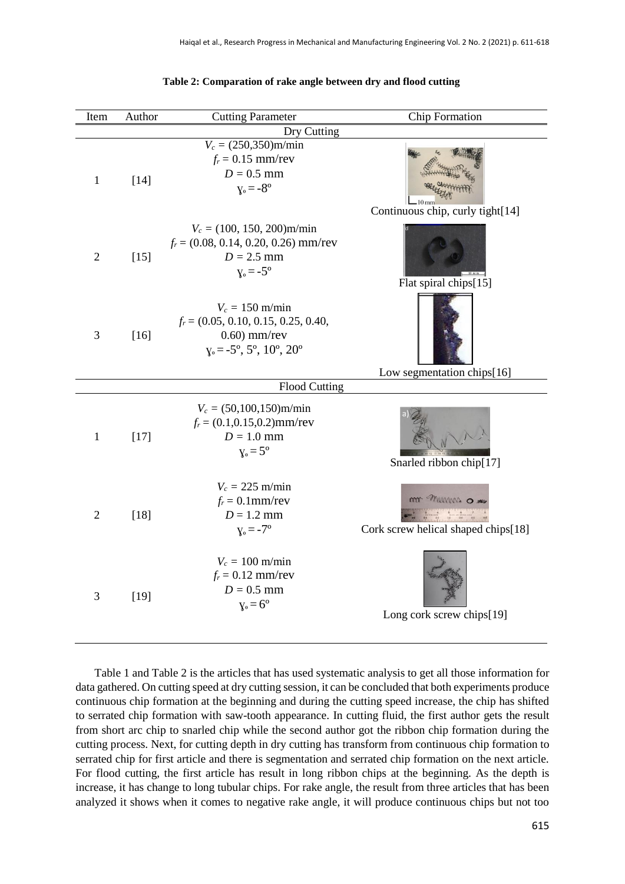**Table 2: Comparation of rake angle between dry and flood cutting**

| Item | Author | Cutting Parameter | Chip Formation |
|---|---|---|---|
| | | Dry Cutting | |
| 1 | [14] | $V_c$ = (250,350)m/min<br>$f_r$ = 0.15 mm/rev<br>$D$ = 0.5 mm<br>$\gamma_o$ = -8º | Continuous chip, curly tight[14] |
| 2 | [15] | $V_c$ = (100, 150, 200)m/min<br>$f_r$ = (0.08, 0.14, 0.20, 0.26) mm/rev<br>$D$ = 2.5 mm<br>$\gamma_o$ = -5º | Flat spiral chips[15] |
| 3 | [16] | $V_c$ = 150 m/min<br>$f_r$ = (0.05, 0.10, 0.15, 0.25, 0.40, 0.60) mm/rev<br>$\gamma_o$ = -5º, 5º, 10º, 20º | Low segmentation chips[16] |
| | | Flood Cutting | |
| 1 | [17] | $V_c$ = (50,100,150)m/min<br>$f_r$ = (0.1,0.15,0.2)mm/rev<br>$D$ = 1.0 mm<br>$\gamma_o$ = 5º | Snarled ribbon chip[17] |
| 2 | [18] | $V_c$ = 225 m/min<br>$f_r$ = 0.1mm/rev<br>$D$ = 1.2 mm<br>$\gamma_o$ = -7º | Cork screw helical shaped chips[18] |
| 3 | [19] | $V_c$ = 100 m/min<br>$f_r$ = 0.12 mm/rev<br>$D$ = 0.5 mm<br>$\gamma_o$ = 6º | Long cork screw chips[19] |

Table 1 and Table 2 is the articles that has used systematic analysis to get all those information for data gathered. On cutting speed at dry cutting session, it can be concluded that both experiments produce continuous chip formation at the beginning and during the cutting speed increase, the chip has shifted to serrated chip formation with saw-tooth appearance. In cutting fluid, the first author gets the result from short arc chip to snarled chip while the second author got the ribbon chip formation during the cutting process. Next, for cutting depth in dry cutting has transform from continuous chip formation to serrated chip for first article and there is segmentation and serrated chip formation on the next article. For flood cutting, the first article has result in long ribbon chips at the beginning. As the depth is increase, it has change to long tubular chips. For rake angle, the result from three articles that has been analyzed it shows when it comes to negative rake angle, it will produce continuous chips but not too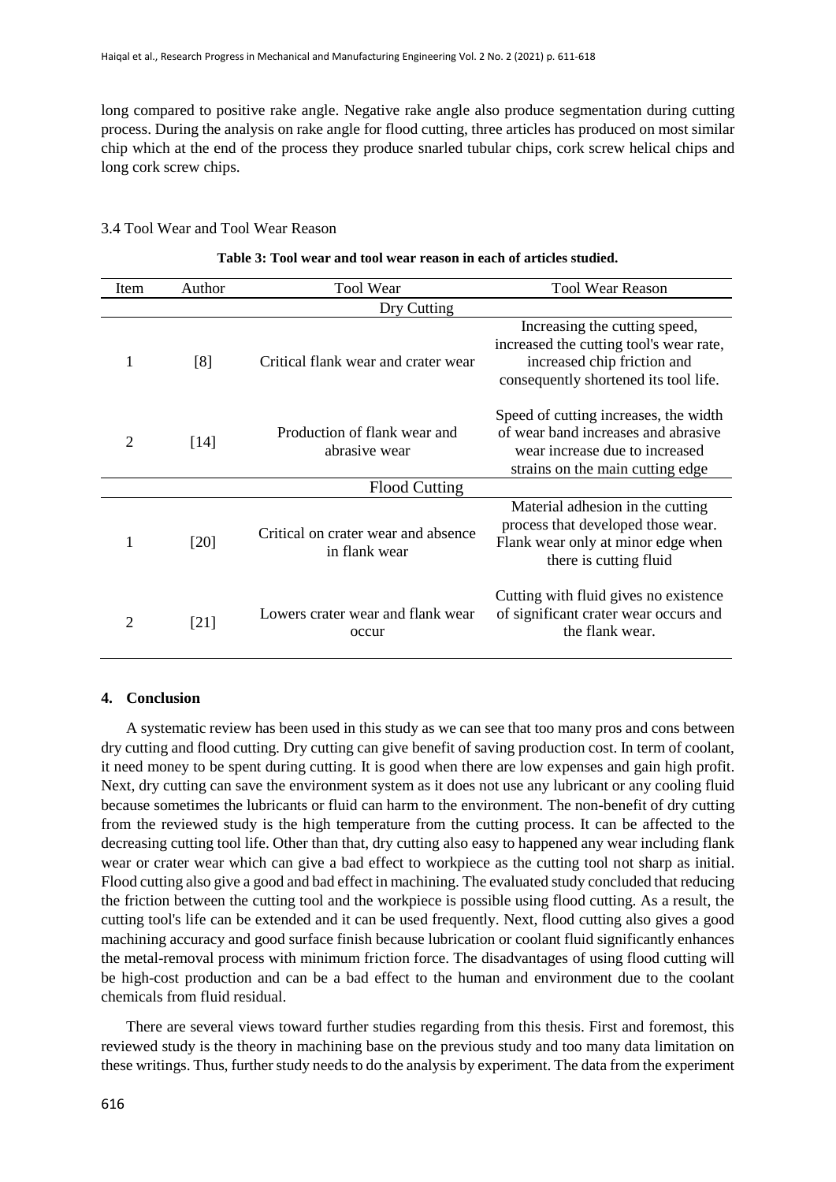long compared to positive rake angle. Negative rake angle also produce segmentation during cutting process. During the analysis on rake angle for flood cutting, three articles has produced on most similar chip which at the end of the process they produce snarled tubular chips, cork screw helical chips and long cork screw chips.

### 3.4 Tool Wear and Tool Wear Reason

**Table 3: Tool wear and tool wear reason in each of articles studied.**

| Item | Author | Tool Wear | Tool Wear Reason |
|---|---|---|---|
| | | Dry Cutting | |
| 1 | [8] | Critical flank wear and crater wear | Increasing the cutting speed, increased the cutting tool's wear rate, increased chip friction and consequently shortened its tool life. |
| 2 | [14] | Production of flank wear and abrasive wear | Speed of cutting increases, the width of wear band increases and abrasive wear increase due to increased strains on the main cutting edge |
| | | Flood Cutting | |
| 1 | [20] | Critical on crater wear and absence in flank wear | Material adhesion in the cutting process that developed those wear. Flank wear only at minor edge when there is cutting fluid |
| 2 | [21] | Lowers crater wear and flank wear occur | Cutting with fluid gives no existence of significant crater wear occurs and the flank wear. |

## 4. Conclusion

A systematic review has been used in this study as we can see that too many pros and cons between dry cutting and flood cutting. Dry cutting can give benefit of saving production cost. In term of coolant, it need money to be spent during cutting. It is good when there are low expenses and gain high profit. Next, dry cutting can save the environment system as it does not use any lubricant or any cooling fluid because sometimes the lubricants or fluid can harm to the environment. The non-benefit of dry cutting from the reviewed study is the high temperature from the cutting process. It can be affected to the decreasing cutting tool life. Other than that, dry cutting also easy to happened any wear including flank wear or crater wear which can give a bad effect to workpiece as the cutting tool not sharp as initial. Flood cutting also give a good and bad effect in machining. The evaluated study concluded that reducing the friction between the cutting tool and the workpiece is possible using flood cutting. As a result, the cutting tool's life can be extended and it can be used frequently. Next, flood cutting also gives a good machining accuracy and good surface finish because lubrication or coolant fluid significantly enhances the metal-removal process with minimum friction force. The disadvantages of using flood cutting will be high-cost production and can be a bad effect to the human and environment due to the coolant chemicals from fluid residual.

There are several views toward further studies regarding from this thesis. First and foremost, this reviewed study is the theory in machining base on the previous study and too many data limitation on these writings. Thus, further study needs to do the analysis by experiment. The data from the experiment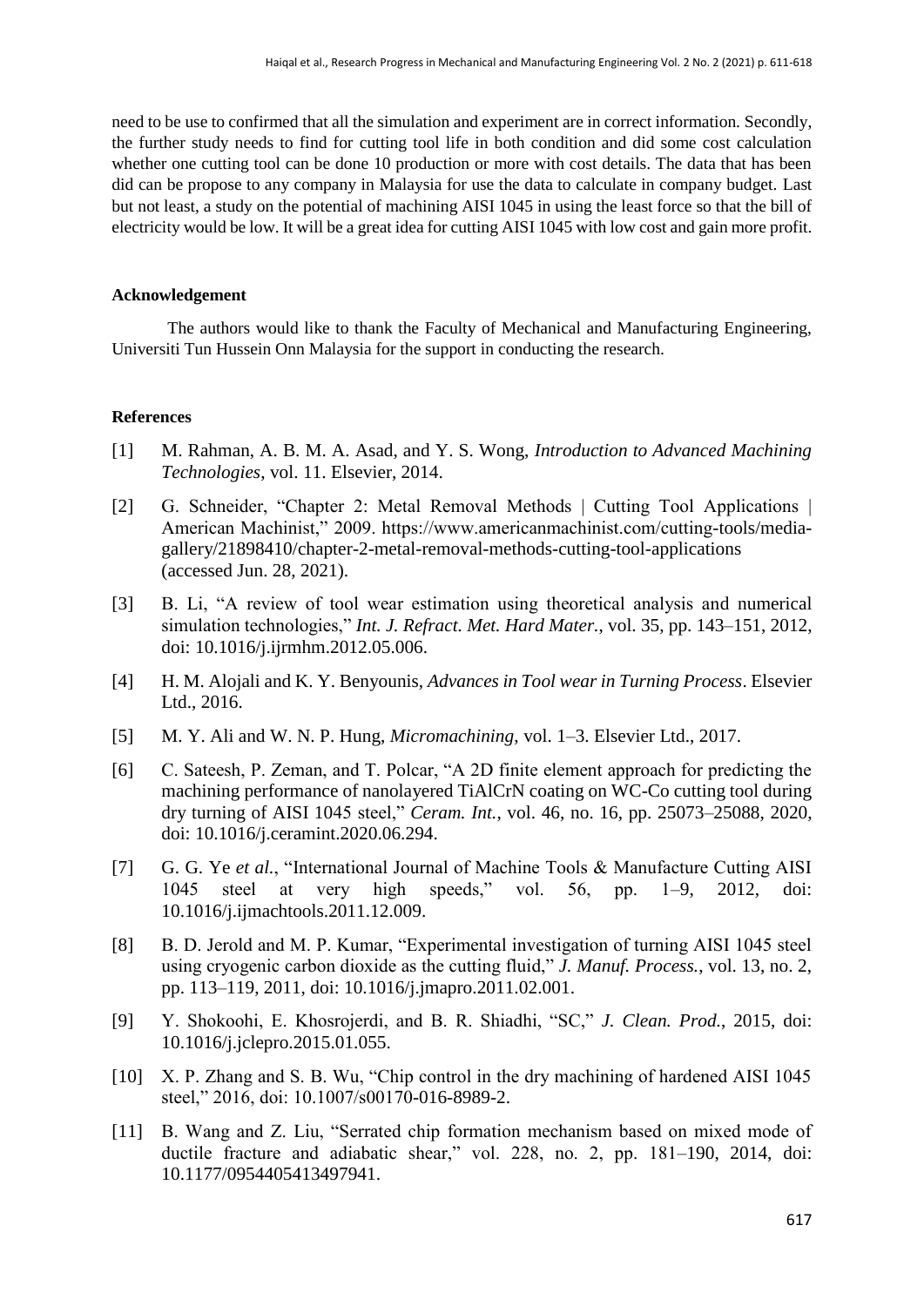need to be use to confirmed that all the simulation and experiment are in correct information. Secondly, the further study needs to find for cutting tool life in both condition and did some cost calculation whether one cutting tool can be done 10 production or more with cost details. The data that has been did can be propose to any company in Malaysia for use the data to calculate in company budget. Last but not least, a study on the potential of machining AISI 1045 in using the least force so that the bill of electricity would be low. It will be a great idea for cutting AISI 1045 with low cost and gain more profit.

## Acknowledgement

The authors would like to thank the Faculty of Mechanical and Manufacturing Engineering, Universiti Tun Hussein Onn Malaysia for the support in conducting the research.

## References

[1] M. Rahman, A. B. M. A. Asad, and Y. S. Wong, *Introduction to Advanced Machining Technologies*, vol. 11. Elsevier, 2014.

[2] G. Schneider, "Chapter 2: Metal Removal Methods | Cutting Tool Applications | American Machinist," 2009. https://www.americanmachinist.com/cutting-tools/media-gallery/21898410/chapter-2-metal-removal-methods-cutting-tool-applications (accessed Jun. 28, 2021).

[3] B. Li, "A review of tool wear estimation using theoretical analysis and numerical simulation technologies," *Int. J. Refract. Met. Hard Mater.*, vol. 35, pp. 143–151, 2012, doi: 10.1016/j.ijrmhm.2012.05.006.

[4] H. M. Alojali and K. Y. Benyounis, *Advances in Tool wear in Turning Process*. Elsevier Ltd., 2016.

[5] M. Y. Ali and W. N. P. Hung, *Micromachining*, vol. 1–3. Elsevier Ltd., 2017.

[6] C. Sateesh, P. Zeman, and T. Polcar, "A 2D finite element approach for predicting the machining performance of nanolayered TiAlCrN coating on WC-Co cutting tool during dry turning of AISI 1045 steel," *Ceram. Int.*, vol. 46, no. 16, pp. 25073–25088, 2020, doi: 10.1016/j.ceramint.2020.06.294.

[7] G. G. Ye *et al.*, "International Journal of Machine Tools & Manufacture Cutting AISI 1045 steel at very high speeds," vol. 56, pp. 1–9, 2012, doi: 10.1016/j.ijmachtools.2011.12.009.

[8] B. D. Jerold and M. P. Kumar, "Experimental investigation of turning AISI 1045 steel using cryogenic carbon dioxide as the cutting fluid," *J. Manuf. Process.*, vol. 13, no. 2, pp. 113–119, 2011, doi: 10.1016/j.jmapro.2011.02.001.

[9] Y. Shokoohi, E. Khosrojerdi, and B. R. Shiadhi, "SC," *J. Clean. Prod.*, 2015, doi: 10.1016/j.jclepro.2015.01.055.

[10] X. P. Zhang and S. B. Wu, "Chip control in the dry machining of hardened AISI 1045 steel," 2016, doi: 10.1007/s00170-016-8989-2.

[11] B. Wang and Z. Liu, "Serrated chip formation mechanism based on mixed mode of ductile fracture and adiabatic shear," vol. 228, no. 2, pp. 181–190, 2014, doi: 10.1177/0954405413497941.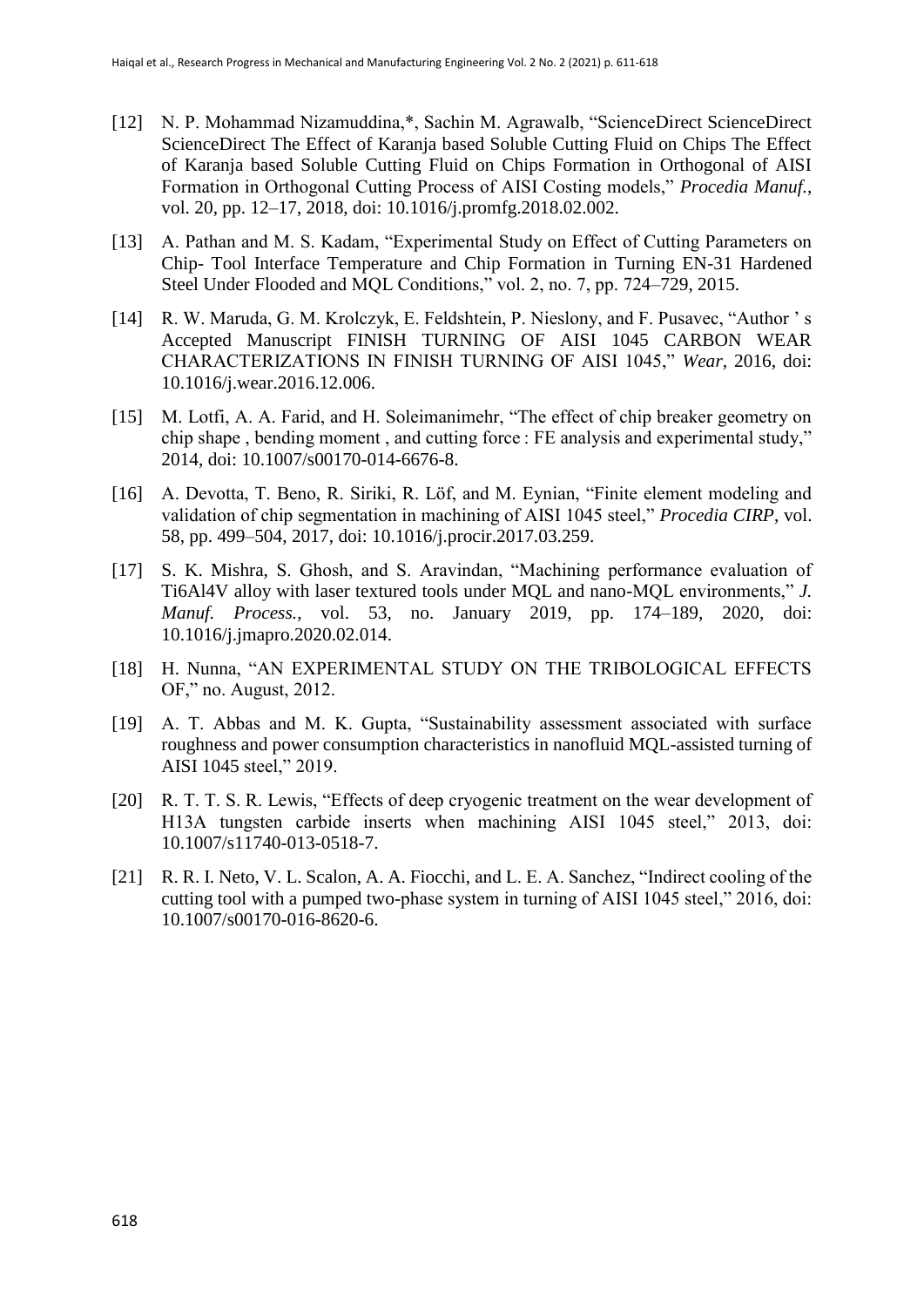[12] N. P. Mohammad Nizamuddina,*, Sachin M. Agrawalb, "ScienceDirect ScienceDirect ScienceDirect The Effect of Karanja based Soluble Cutting Fluid on Chips The Effect of Karanja based Soluble Cutting Fluid on Chips Formation in Orthogonal of AISI Formation in Orthogonal Cutting Process of AISI Costing models," *Procedia Manuf.*, vol. 20, pp. 12–17, 2018, doi: 10.1016/j.promfg.2018.02.002.

[13] A. Pathan and M. S. Kadam, "Experimental Study on Effect of Cutting Parameters on Chip- Tool Interface Temperature and Chip Formation in Turning EN-31 Hardened Steel Under Flooded and MQL Conditions," vol. 2, no. 7, pp. 724–729, 2015.

[14] R. W. Maruda, G. M. Krolczyk, E. Feldshtein, P. Nieslony, and F. Pusavec, "Author ' s Accepted Manuscript FINISH TURNING OF AISI 1045 CARBON WEAR CHARACTERIZATIONS IN FINISH TURNING OF AISI 1045," *Wear*, 2016, doi: 10.1016/j.wear.2016.12.006.

[15] M. Lotfi, A. A. Farid, and H. Soleimanimehr, "The effect of chip breaker geometry on chip shape , bending moment , and cutting force : FE analysis and experimental study," 2014, doi: 10.1007/s00170-014-6676-8.

[16] A. Devotta, T. Beno, R. Siriki, R. Löf, and M. Eynian, "Finite element modeling and validation of chip segmentation in machining of AISI 1045 steel," *Procedia CIRP*, vol. 58, pp. 499–504, 2017, doi: 10.1016/j.procir.2017.03.259.

[17] S. K. Mishra, S. Ghosh, and S. Aravindan, "Machining performance evaluation of Ti6Al4V alloy with laser textured tools under MQL and nano-MQL environments," *J. Manuf. Process.*, vol. 53, no. January 2019, pp. 174–189, 2020, doi: 10.1016/j.jmapro.2020.02.014.

[18] H. Nunna, "AN EXPERIMENTAL STUDY ON THE TRIBOLOGICAL EFFECTS OF," no. August, 2012.

[19] A. T. Abbas and M. K. Gupta, "Sustainability assessment associated with surface roughness and power consumption characteristics in nanofluid MQL-assisted turning of AISI 1045 steel," 2019.

[20] R. T. T. S. R. Lewis, "Effects of deep cryogenic treatment on the wear development of H13A tungsten carbide inserts when machining AISI 1045 steel," 2013, doi: 10.1007/s11740-013-0518-7.

[21] R. R. I. Neto, V. L. Scalon, A. A. Fiocchi, and L. E. A. Sanchez, "Indirect cooling of the cutting tool with a pumped two-phase system in turning of AISI 1045 steel," 2016, doi: 10.1007/s00170-016-8620-6.